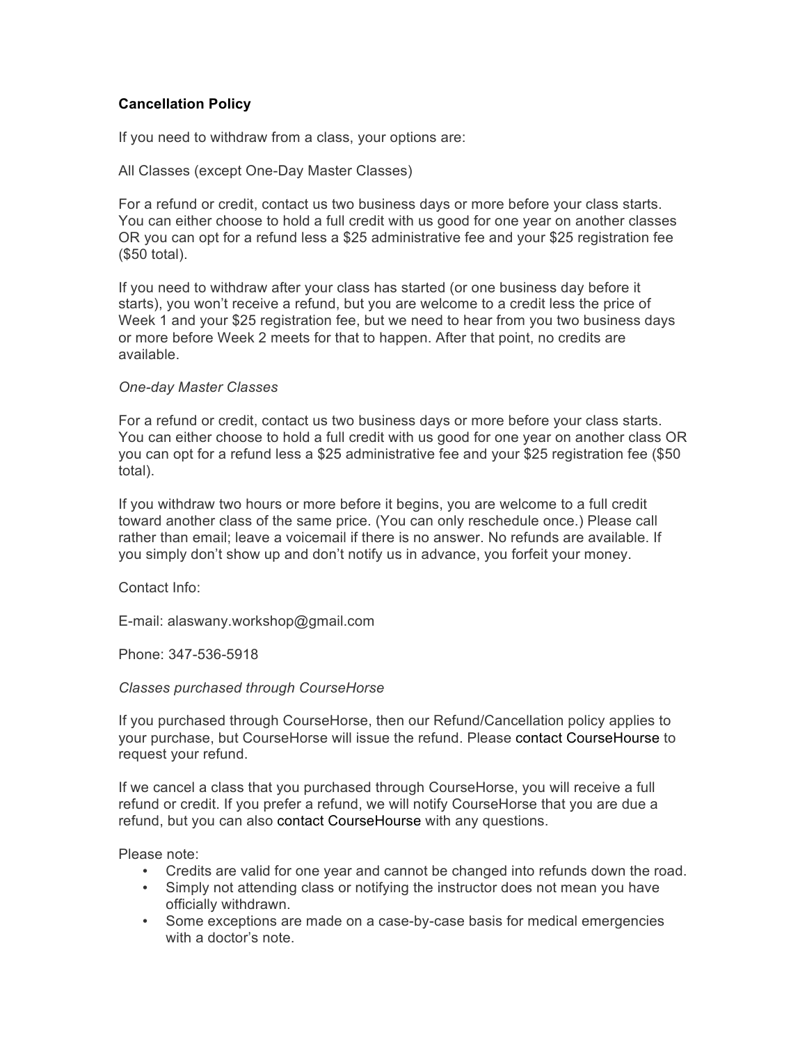**Cancellation Policy**

If you need to withdraw from a class, your options are:

All Classes (except One-Day Master Classes)

For a refund or credit, contact us two business days or more before your class starts. You can either choose to hold a full credit with us good for one year on another classes OR you can opt for a refund less a $25 administrative fee and your $25 registration fee ($50 total).

If you need to withdraw after your class has started (or one business day before it starts), you won't receive a refund, but you are welcome to a credit less the price of Week 1 and your $25 registration fee, but we need to hear from you two business days or more before Week 2 meets for that to happen. After that point, no credits are available.

*One-day Master Classes*

For a refund or credit, contact us two business days or more before your class starts. You can either choose to hold a full credit with us good for one year on another class OR you can opt for a refund less a $25 administrative fee and your $25 registration fee ($50 total).

If you withdraw two hours or more before it begins, you are welcome to a full credit toward another class of the same price. (You can only reschedule once.) Please call rather than email; leave a voicemail if there is no answer. No refunds are available. If you simply don't show up and don't notify us in advance, you forfeit your money.

Contact Info:

E-mail: alaswany.workshop@gmail.com

Phone: 347-536-5918

*Classes purchased through CourseHorse*

If you purchased through CourseHorse, then our Refund/Cancellation policy applies to your purchase, but CourseHorse will issue the refund. Please contact CourseHourse to request your refund.

If we cancel a class that you purchased through CourseHorse, you will receive a full refund or credit. If you prefer a refund, we will notify CourseHorse that you are due a refund, but you can also contact CourseHourse with any questions.

Please note:

- Credits are valid for one year and cannot be changed into refunds down the road.
- Simply not attending class or notifying the instructor does not mean you have officially withdrawn.
- Some exceptions are made on a case-by-case basis for medical emergencies with a doctor's note.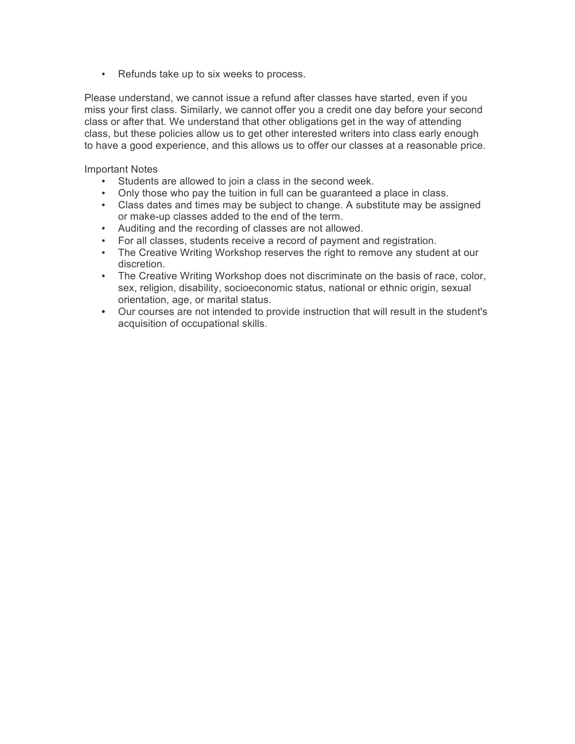- Refunds take up to six weeks to process.

Please understand, we cannot issue a refund after classes have started, even if you miss your first class. Similarly, we cannot offer you a credit one day before your second class or after that. We understand that other obligations get in the way of attending class, but these policies allow us to get other interested writers into class early enough to have a good experience, and this allows us to offer our classes at a reasonable price.

Important Notes

- Students are allowed to join a class in the second week.
- Only those who pay the tuition in full can be guaranteed a place in class.
- Class dates and times may be subject to change. A substitute may be assigned or make-up classes added to the end of the term.
- Auditing and the recording of classes are not allowed.
- For all classes, students receive a record of payment and registration.
- The Creative Writing Workshop reserves the right to remove any student at our discretion.
- The Creative Writing Workshop does not discriminate on the basis of race, color, sex, religion, disability, socioeconomic status, national or ethnic origin, sexual orientation, age, or marital status.
- Our courses are not intended to provide instruction that will result in the student's acquisition of occupational skills.